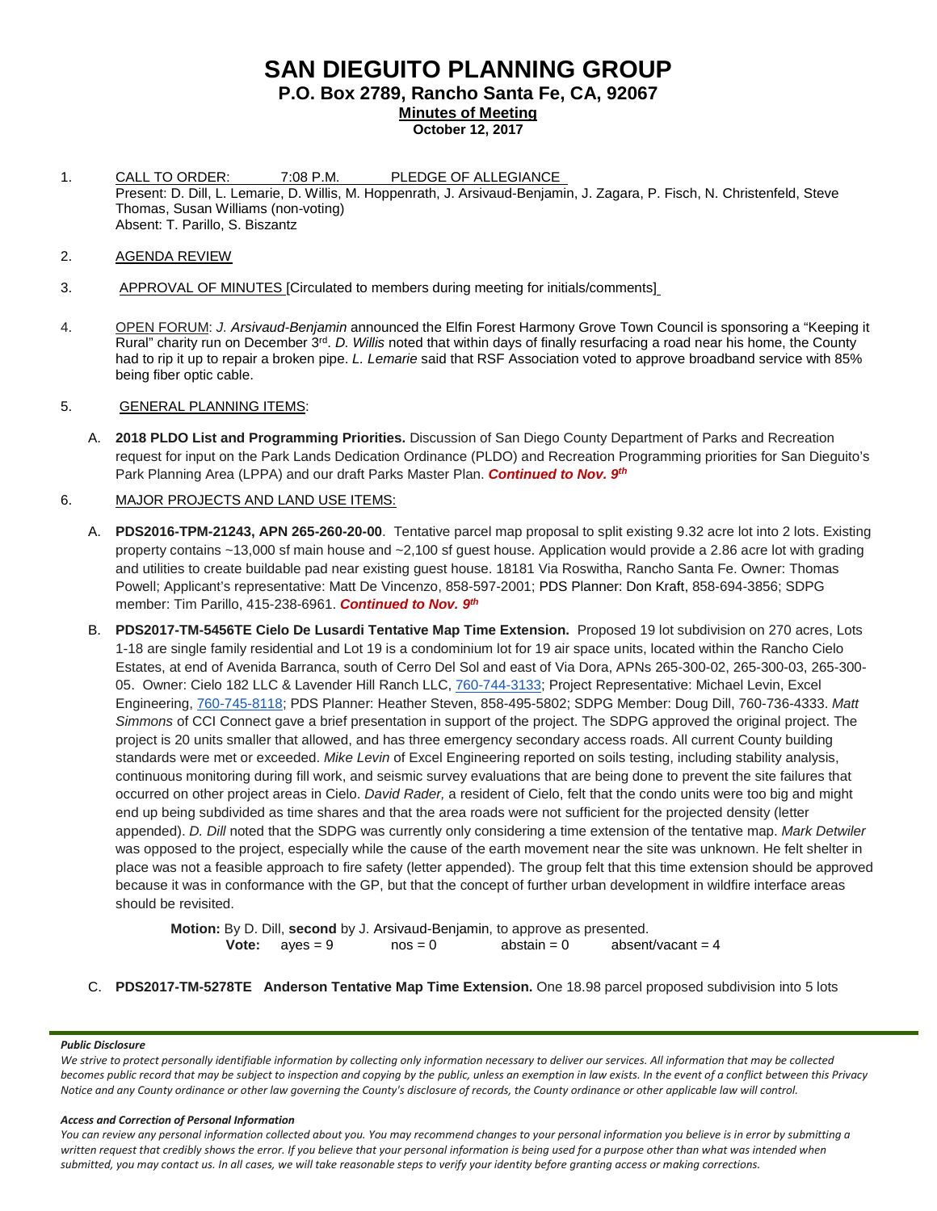# SAN DIEGUITO PLANNING GROUP

## P.O. Box 2789, Rancho Santa Fe, CA, 92067

**Minutes of Meeting**

**October 12, 2017**

1. CALL TO ORDER: 7:08 P.M. PLEDGE OF ALLEGIANCE
   Present: D. Dill, L. Lemarie, D. Willis, M. Hoppenrath, J. Arsivaud-Benjamin, J. Zagara, P. Fisch, N. Christenfeld, Steve Thomas, Susan Williams (non-voting)
   Absent: T. Parillo, S. Biszantz

2. AGENDA REVIEW

3. APPROVAL OF MINUTES [Circulated to members during meeting for initials/comments]

4. OPEN FORUM: *J. Arsivaud-Benjamin* announced the Elfin Forest Harmony Grove Town Council is sponsoring a "Keeping it Rural" charity run on December 3rd. *D. Willis* noted that within days of finally resurfacing a road near his home, the County had to rip it up to repair a broken pipe. *L. Lemarie* said that RSF Association voted to approve broadband service with 85% being fiber optic cable.

5. GENERAL PLANNING ITEMS:

   A. **2018 PLDO List and Programming Priorities.** Discussion of San Diego County Department of Parks and Recreation request for input on the Park Lands Dedication Ordinance (PLDO) and Recreation Programming priorities for San Dieguito's Park Planning Area (LPPA) and our draft Parks Master Plan. ***Continued to Nov. 9th***

6. MAJOR PROJECTS AND LAND USE ITEMS:

   A. **PDS2016-TPM-21243, APN 265-260-20-00**. Tentative parcel map proposal to split existing 9.32 acre lot into 2 lots. Existing property contains ~13,000 sf of main house and ~2,100 sf guest house. Application would provide a 2.86 acre lot with grading and utilities to create buildable pad near existing guest house. 18181 Via Roswitha, Rancho Santa Fe. Owner: Thomas Powell; Applicant's representative: Matt De Vincenzo, 858-597-2001; PDS Planner: Don Kraft, 858-694-3856; SDPG member: Tim Parillo, 415-238-6961. ***Continued to Nov. 9th***

   B. **PDS2017-TM-5456TE Cielo De Lusardi Tentative Map Time Extension.** Proposed 19 lot subdivision on 270 acres, Lots 1-18 are single family residential and Lot 19 is a condominium lot for 19 air space units, located within the Rancho Cielo Estates, at end of Avenida Barranca, south of Cerro Del Sol and east of Via Dora, APNs 265-300-02, 265-300-03, 265-300-05. Owner: Cielo 182 LLC & Lavender Hill Ranch LLC, 760-744-3133; Project Representative: Michael Levin, Excel Engineering, 760-745-8118; PDS Planner: Heather Steven, 858-495-5802; SDPG Member: Doug Dill, 760-736-4333. *Matt Simmons* of CCI Connect gave a brief presentation in support of the project. The SDPG approved the original project. The project is 20 units smaller that allowed, and has three emergency secondary access roads. All current County building standards were met or exceeded. *Mike Levin* of Excel Engineering reported on soils testing, including stability analysis, continuous monitoring during fill work, and seismic survey evaluations that are being done to prevent the site failures that occurred on other project areas in Cielo. *David Rader,* a resident of Cielo, felt that the condo units were too big and might end up being subdivided as time shares and that the area roads were not sufficient for the projected density (letter appended). *D. Dill* noted that the SDPG was currently only considering a time extension of the tentative map. *Mark Detwiler* was opposed to the project, especially while the cause of the earth movement near the site was unknown. He felt shelter in place was not a feasible approach to fire safety (letter appended). The group felt that this time extension should be approved because it was in conformance with the GP, but that the concept of further urban development in wildfire interface areas should be revisited.

      **Motion:** By D. Dill, **second** by J. Arsivaud-Benjamin, to approve as presented.
      **Vote:** ayes = 9 nos = 0 abstain = 0 absent/vacant = 4

   C. **PDS2017-TM-5278TE Anderson Tentative Map Time Extension.** One 18.98 parcel proposed subdivision into 5 lots

***Public Disclosure***

*We strive to protect personally identifiable information by collecting only information necessary to deliver our services. All information that may be collected becomes public record that may be subject to inspection and copying by the public, unless an exemption in law exists. In the event of a conflict between this Privacy Notice and any County ordinance or other law governing the County's disclosure of records, the County ordinance or other applicable law will control.*

***Access and Correction of Personal Information***

*You can review any personal information collected about you. You may recommend changes to your personal information you believe is in error by submitting a written request that credibly shows the error. If you believe that your personal information is being used for a purpose other than what was intended when submitted, you may contact us. In all cases, we will take reasonable steps to verify your identity before granting access or making corrections.*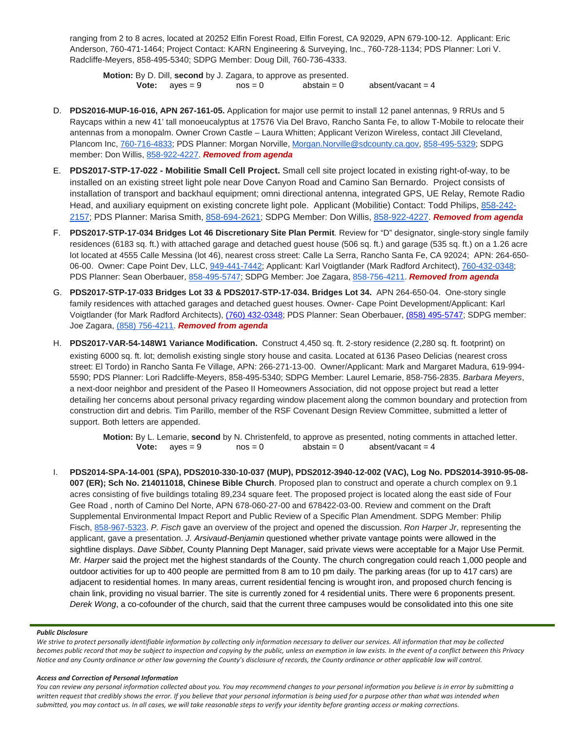ranging from 2 to 8 acres, located at 20252 Elfin Forest Road, Elfin Forest, CA 92029, APN 679-100-12. Applicant: Eric Anderson, 760-471-1464; Project Contact: KARN Engineering & Surveying, Inc., 760-728-1134; PDS Planner: Lori V. Radcliffe-Meyers, 858-495-5340; SDPG Member: Doug Dill, 760-736-4333.

> **Motion:** By D. Dill, **second** by J. Zagara, to approve as presented.
> **Vote:** ayes = 9 nos = 0 abstain = 0 absent/vacant = 4

D. **PDS2016-MUP-16-016, APN 267-161-05.** Application for major use permit to install 12 panel antennas, 9 RRUs and 5 Raycaps within a new 41' tall monoeucalyptus at 17576 Via Del Bravo, Rancho Santa Fe, to allow T-Mobile to relocate their antennas from a monopalm. Owner Crown Castle – Laura Whitten; Applicant Verizon Wireless, contact Jill Cleveland, Plancom Inc, 760-716-4833; PDS Planner: Morgan Norville, Morgan.Norville@sdcounty.ca.gov, 858-495-5329; SDPG member: Don Willis, 858-922-4227. ***Removed from agenda***

E. **PDS2017-STP-17-022 - Mobilitie Small Cell Project.** Small cell site project located in existing right-of-way, to be installed on an existing street light pole near Dove Canyon Road and Camino San Bernardo. Project consists of installation of transport and backhaul equipment; omni directional antenna, integrated GPS, UE Relay, Remote Radio Head, and auxiliary equipment on existing concrete light pole. Applicant (Mobilitie) Contact: Todd Philips, 858-242-2157; PDS Planner: Marisa Smith, 858-694-2621; SDPG Member: Don Willis, 858-922-4227. ***Removed from agenda***

F. **PDS2017-STP-17-034 Bridges Lot 46 Discretionary Site Plan Permit**. Review for "D" designator, single-story single family residences (6183 sq. ft.) with attached garage and detached guest house (506 sq. ft.) and garage (535 sq. ft.) on a 1.26 acre lot located at 4555 Calle Messina (lot 46), nearest cross street: Calle La Serra, Rancho Santa Fe, CA 92024; APN: 264-650-06-00. Owner: Cape Point Dev, LLC, 949-441-7442; Applicant: Karl Voigtlander (Mark Radford Architect), 760-432-0348; PDS Planner: Sean Oberbauer, 858-495-5747; SDPG Member: Joe Zagara, 858-756-4211. ***Removed from agenda***

G. **PDS2017-STP-17-033 Bridges Lot 33 & PDS2017-STP-17-034. Bridges Lot 34.** APN 264-650-04. One-story single family residences with attached garages and detached guest houses. Owner- Cape Point Development/Applicant: Karl Voigtlander (for Mark Radford Architects), (760) 432-0348; PDS Planner: Sean Oberbauer, (858) 495-5747; SDPG member: Joe Zagara, (858) 756-4211. ***Removed from agenda***

H. **PDS2017-VAR-54-148W1 Variance Modification.** Construct 4,450 sq. ft. 2-story residence (2,280 sq. ft. footprint) on existing 6000 sq. ft. lot; demolish existing single story house and casita. Located at 6136 Paseo Delicias (nearest cross street: El Tordo) in Rancho Santa Fe Village, APN: 266-271-13-00. Owner/Applicant: Mark and Margaret Madura, 619-994-5590; PDS Planner: Lori Radcliffe-Meyers, 858-495-5340; SDPG Member: Laurel Lemarie, 858-756-2835. *Barbara Meyers*, a next-door neighbor and president of the Paseo II Homeowners Association, did not oppose project but read a letter detailing her concerns about personal privacy regarding window placement along the common boundary and protection from construction dirt and debris. Tim Parillo, member of the RSF Covenant Design Review Committee, submitted a letter of support. Both letters are appended.

> **Motion:** By L. Lemarie, **second** by N. Christenfeld, to approve as presented, noting comments in attached letter.
> **Vote:** ayes = 9 nos = 0 abstain = 0 absent/vacant = 4

I. **PDS2014-SPA-14-001 (SPA), PDS2010-330-10-037 (MUP), PDS2012-3940-12-002 (VAC), Log No. PDS2014-3910-95-08-007 (ER); Sch No. 214011018, Chinese Bible Church**. Proposed plan to construct and operate a church complex on 9.1 acres consisting of five buildings totaling 89,234 square feet. The proposed project is located along the east side of Four Gee Road , north of Camino Del Norte, APN 678-060-27-00 and 678422-03-00. Review and comment on the Draft Supplemental Environmental Impact Report and Public Review of a Specific Plan Amendment. SDPG Member: Philip Fisch, 858-967-5323. *P. Fisch* gave an overview of the project and opened the discussion. *Ron Harper Jr*, representing the applicant, gave a presentation. *J. Arsivaud-Benjamin* questioned whether private vantage points were allowed in the sightline displays. *Dave Sibbet*, County Planning Dept Manager, said private views were acceptable for a Major Use Permit. *Mr. Harper* said the project met the highest standards of the County. The church congregation could reach 1,000 people and outdoor activities for up to 400 people are permitted from 8 am to 10 pm daily. The parking areas (for up to 417 cars) are adjacent to residential homes. In many areas, current residential fencing is wrought iron, and proposed church fencing is chain link, providing no visual barrier. The site is currently zoned for 4 residential units. There were 6 proponents present. *Derek Wong*, a co-cofounder of the church, said that the current three campuses would be consolidated into this one site

***Public Disclosure***

*We strive to protect personally identifiable information by collecting only information necessary to deliver our services. All information that may be collected becomes public record that may be subject to inspection and copying by the public, unless an exemption in law exists. In the event of a conflict between this Privacy Notice and any County ordinance or other law governing the County's disclosure of records, the County ordinance or other applicable law will control.*

***Access and Correction of Personal Information***

*You can review any personal information collected about you. You may recommend changes to your personal information you believe is in error by submitting a written request that credibly shows the error. If you believe that your personal information is being used for a purpose other than what was intended when submitted, you may contact us. In all cases, we will take reasonable steps to verify your identity before granting access or making corrections.*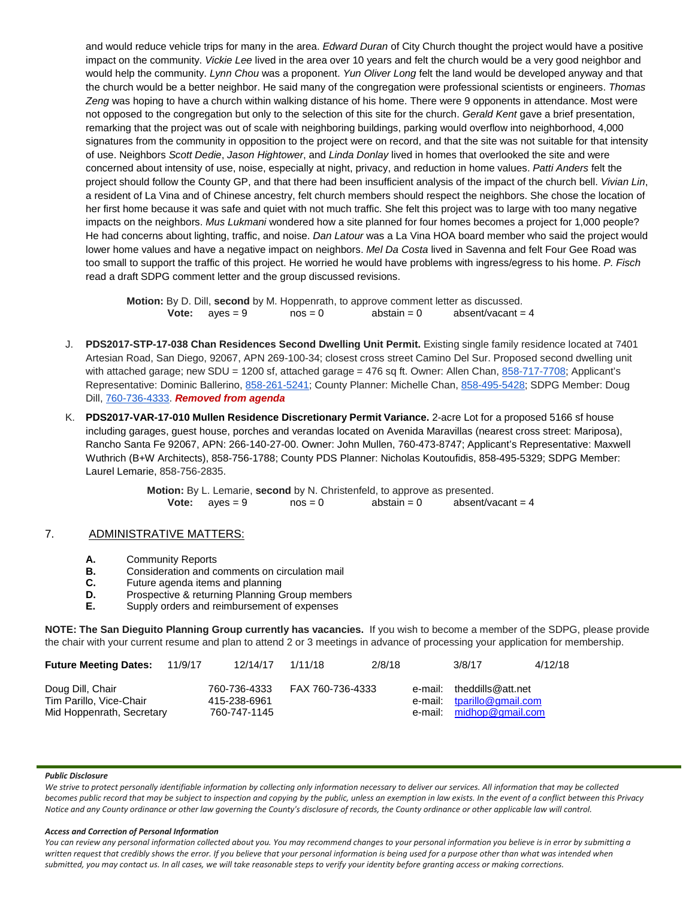and would reduce vehicle trips for many in the area. *Edward Duran* of City Church thought the project would have a positive impact on the community. *Vickie Lee* lived in the area over 10 years and felt the church would be a very good neighbor and would help the community. *Lynn Chou* was a proponent. *Yun Oliver Long* felt the land would be developed anyway and that the church would be a better neighbor. He said many of the congregation were professional scientists or engineers. *Thomas Zeng* was hoping to have a church within walking distance of his home. There were 9 opponents in attendance. Most were not opposed to the congregation but only to the selection of this site for the church. *Gerald Kent* gave a brief presentation, remarking that the project was out of scale with neighboring buildings, parking would overflow into neighborhood, 4,000 signatures from the community in opposition to the project were on record, and that the site was not suitable for that intensity of use. Neighbors *Scott Dedie*, *Jason Hightower*, and *Linda Donlay* lived in homes that overlooked the site and were concerned about intensity of use, noise, especially at night, privacy, and reduction in home values. *Patti Anders* felt the project should follow the County GP, and that there had been insufficient analysis of the impact of the church bell. *Vivian Lin*, a resident of La Vina and of Chinese ancestry, felt church members should respect the neighbors. She chose the location of her first home because it was safe and quiet with not much traffic. She felt this project was to large with too many negative impacts on the neighbors. *Mus Lukmani* wondered how a site planned for four homes becomes a project for 1,000 people? He had concerns about lighting, traffic, and noise. *Dan Latour* was a La Vina HOA board member who said the project would lower home values and have a negative impact on neighbors. *Mel Da Costa* lived in Savenna and felt Four Gee Road was too small to support the traffic of this project. He worried he would have problems with ingress/egress to his home. *P. Fisch* read a draft SDPG comment letter and the group discussed revisions.

> **Motion:** By D. Dill, **second** by M. Hoppenrath, to approve comment letter as discussed.
> **Vote:** ayes = 9 nos = 0 abstain = 0 absent/vacant = 4

J. **PDS2017-STP-17-038 Chan Residences Second Dwelling Unit Permit.** Existing single family residence located at 7401 Artesian Road, San Diego, 92067, APN 269-100-34; closest cross street Camino Del Sur. Proposed second dwelling unit with attached garage; new SDU = 1200 sf, attached garage = 476 sq ft. Owner: Allen Chan, 858-717-7708; Applicant's Representative: Dominic Ballerino, 858-261-5241; County Planner: Michelle Chan, 858-495-5428; SDPG Member: Doug Dill, 760-736-4333. ***Removed from agenda***

K. **PDS2017-VAR-17-010 Mullen Residence Discretionary Permit Variance.** 2-acre Lot for a proposed 5166 sf house including garages, guest house, porches and verandas located on Avenida Maravillas (nearest cross street: Mariposa), Rancho Santa Fe 92067, APN: 266-140-27-00. Owner: John Mullen, 760-473-8747; Applicant's Representative: Maxwell Wuthrich (B+W Architects), 858-756-1788; County PDS Planner: Nicholas Koutoufidis, 858-495-5329; SDPG Member: Laurel Lemarie, 858-756-2835.

> **Motion:** By L. Lemarie, **second** by N. Christenfeld, to approve as presented.
> **Vote:** ayes = 9 nos = 0 abstain = 0 absent/vacant = 4

## 7. ADMINISTRATIVE MATTERS:

**A.** Community Reports
**B.** Consideration and comments on circulation mail
**C.** Future agenda items and planning
**D.** Prospective & returning Planning Group members
**E.** Supply orders and reimbursement of expenses

**NOTE: The San Dieguito Planning Group currently has vacancies.** If you wish to become a member of the SDPG, please provide the chair with your current resume and plan to attend 2 or 3 meetings in advance of processing your application for membership.

**Future Meeting Dates:** 11/9/17 12/14/17 1/11/18 2/8/18 3/8/17 4/12/18

| | | | |
|---|---|---|---|
| Doug Dill, Chair | 760-736-4333 | FAX 760-736-4333 | e-mail: theddills@att.net |
| Tim Parillo, Vice-Chair | 415-238-6961 | | e-mail: tparillo@gmail.com |
| Mid Hoppenrath, Secretary | 760-747-1145 | | e-mail: midhop@gmail.com |

***Public Disclosure***

*We strive to protect personally identifiable information by collecting only information necessary to deliver our services. All information that may be collected becomes public record that may be subject to inspection and copying by the public, unless an exemption in law exists. In the event of a conflict between this Privacy Notice and any County ordinance or other law governing the County's disclosure of records, the County ordinance or other applicable law will control.*

***Access and Correction of Personal Information***

*You can review any personal information collected about you. You may recommend changes to your personal information you believe is in error by submitting a written request that credibly shows the error. If you believe that your personal information is being used for a purpose other than what was intended when submitted, you may contact us. In all cases, we will take reasonable steps to verify your identity before granting access or making corrections.*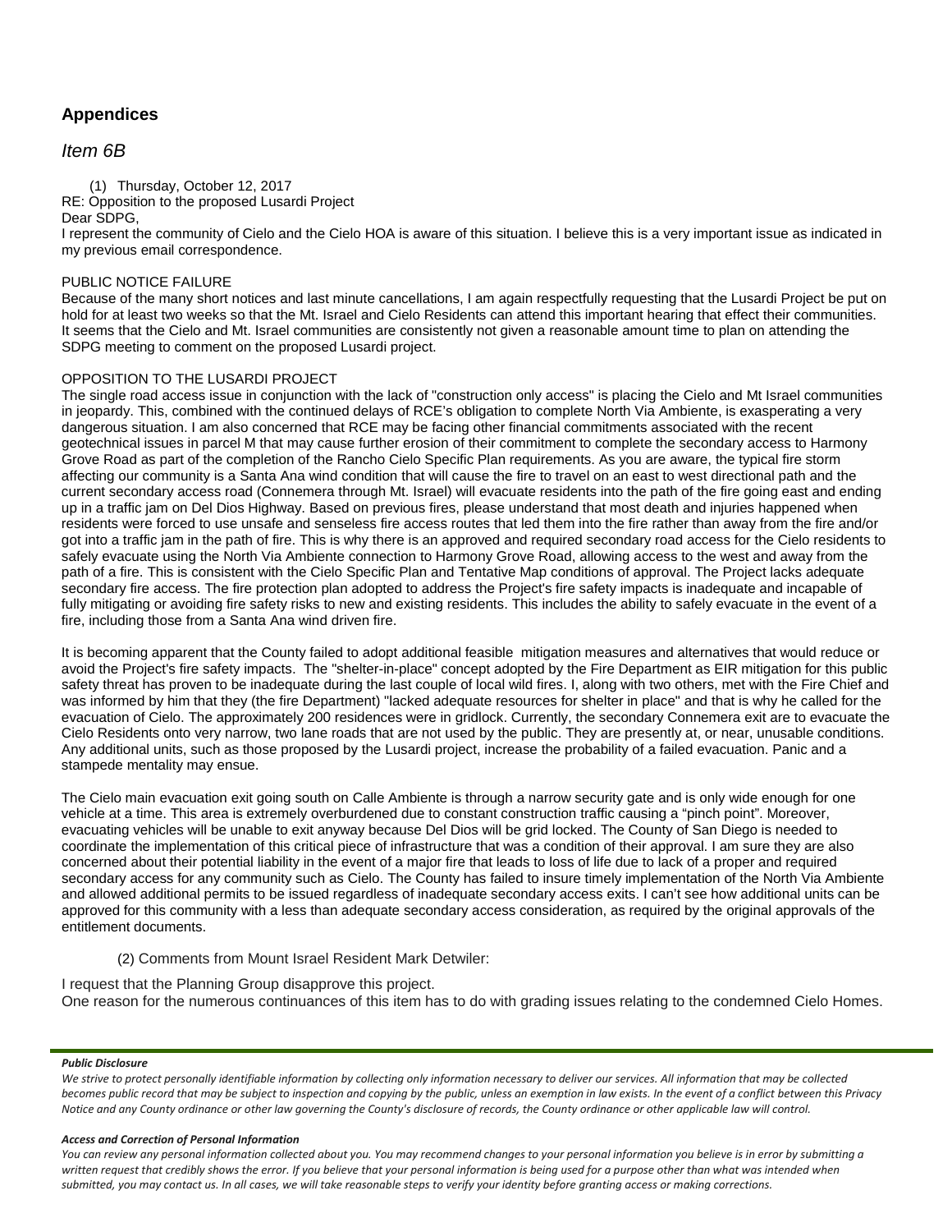## Appendices

*Item 6B*

(1) Thursday, October 12, 2017
RE: Opposition to the proposed Lusardi Project
Dear SDPG,
I represent the community of Cielo and the Cielo HOA is aware of this situation. I believe this is a very important issue as indicated in my previous email correspondence.

PUBLIC NOTICE FAILURE
Because of the many short notices and last minute cancellations, I am again respectfully requesting that the Lusardi Project be put on hold for at least two weeks so that the Mt. Israel and Cielo Residents can attend this important hearing that effect their communities. It seems that the Cielo and Mt. Israel communities are consistently not given a reasonable amount time to plan on attending the SDPG meeting to comment on the proposed Lusardi project.

OPPOSITION TO THE LUSARDI PROJECT
The single road access issue in conjunction with the lack of "construction only access" is placing the Cielo and Mt Israel communities in jeopardy. This, combined with the continued delays of RCE's obligation to complete North Via Ambiente, is exasperating a very dangerous situation. I am also concerned that RCE may be facing other financial commitments associated with the recent geotechnical issues in parcel M that may cause further erosion of their commitment to complete the secondary access to Harmony Grove Road as part of the completion of the Rancho Cielo Specific Plan requirements. As you are aware, the typical fire storm affecting our community is a Santa Ana wind condition that will cause the fire to travel on an east to west directional path and the current secondary access road (Connemera through Mt. Israel) will evacuate residents into the path of the fire going east and ending up in a traffic jam on Del Dios Highway. Based on previous fires, please understand that most death and injuries happened when residents were forced to use unsafe and senseless fire access routes that led them into the fire rather than away from the fire and/or got into a traffic jam in the path of fire. This is why there is an approved and required secondary road access for the Cielo residents to safely evacuate using the North Via Ambiente connection to Harmony Grove Road, allowing access to the west and away from the path of a fire. This is consistent with the Cielo Specific Plan and Tentative Map conditions of approval. The Project lacks adequate secondary fire access. The fire protection plan adopted to address the Project's fire safety impacts is inadequate and incapable of fully mitigating or avoiding fire safety risks to new and existing residents. This includes the ability to safely evacuate in the event of a fire, including those from a Santa Ana wind driven fire.

It is becoming apparent that the County failed to adopt additional feasible mitigation measures and alternatives that would reduce or avoid the Project's fire safety impacts. The "shelter-in-place" concept adopted by the Fire Department as EIR mitigation for this public safety threat has proven to be inadequate during the last couple of local wild fires. I, along with two others, met with the Fire Chief and was informed by him that they (the fire Department) "lacked adequate resources for shelter in place" and that is why he called for the evacuation of Cielo. The approximately 200 residences were in gridlock. Currently, the secondary Connemera exit are to evacuate the Cielo Residents onto very narrow, two lane roads that are not used by the public. They are presently at, or near, unusable conditions. Any additional units, such as those proposed by the Lusardi project, increase the probability of a failed evacuation. Panic and a stampede mentality may ensue.

The Cielo main evacuation exit going south on Calle Ambiente is through a narrow security gate and is only wide enough for one vehicle at a time. This area is extremely overburdened due to constant construction traffic causing a "pinch point". Moreover, evacuating vehicles will be unable to exit anyway because Del Dios will be grid locked. The County of San Diego is needed to coordinate the implementation of this critical piece of infrastructure that was a condition of their approval. I am sure they are also concerned about their potential liability in the event of a major fire that leads to loss of life due to lack of a proper and required secondary access for any community such as Cielo. The County has failed to insure timely implementation of the North Via Ambiente and allowed additional permits to be issued regardless of inadequate secondary access exits. I can't see how additional units can be approved for this community with a less than adequate secondary access consideration, as required by the original approvals of the entitlement documents.

(2) Comments from Mount Israel Resident Mark Detwiler:

I request that the Planning Group disapprove this project.
One reason for the numerous continuances of this item has to do with grading issues relating to the condemned Cielo Homes.

***Public Disclosure***

*We strive to protect personally identifiable information by collecting only information necessary to deliver our services. All information that may be collected becomes public record that may be subject to inspection and copying by the public, unless an exemption in law exists. In the event of a conflict between this Privacy Notice and any County ordinance or other law governing the County's disclosure of records, the County ordinance or other applicable law will control.*

***Access and Correction of Personal Information***

*You can review any personal information collected about you. You may recommend changes to your personal information you believe is in error by submitting a written request that credibly shows the error. If you believe that your personal information is being used for a purpose other than what was intended when submitted, you may contact us. In all cases, we will take reasonable steps to verify your identity before granting access or making corrections.*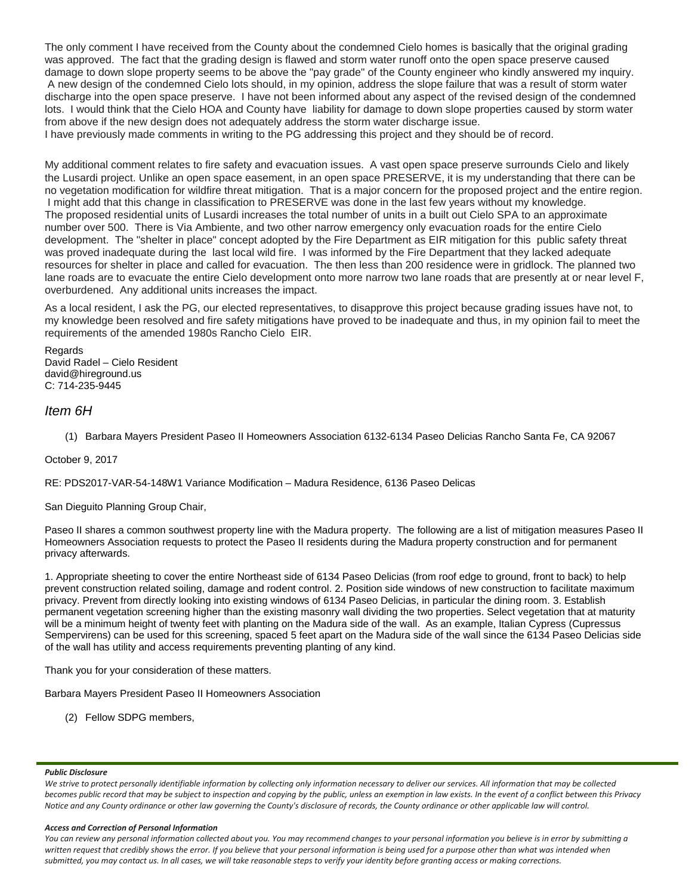The only comment I have received from the County about the condemned Cielo homes is basically that the original grading was approved. The fact that the grading design is flawed and storm water runoff onto the open space preserve caused damage to down slope property seems to be above the "pay grade" of the County engineer who kindly answered my inquiry. A new design of the condemned Cielo lots should, in my opinion, address the slope failure that was a result of storm water discharge into the open space preserve. I have not been informed about any aspect of the revised design of the condemned lots. I would think that the Cielo HOA and County have liability for damage to down slope properties caused by storm water from above if the new design does not adequately address the storm water discharge issue.
I have previously made comments in writing to the PG addressing this project and they should be of record.

My additional comment relates to fire safety and evacuation issues. A vast open space preserve surrounds Cielo and likely the Lusardi project. Unlike an open space easement, in an open space PRESERVE, it is my understanding that there can be no vegetation modification for wildfire threat mitigation. That is a major concern for the proposed project and the entire region. I might add that this change in classification to PRESERVE was done in the last few years without my knowledge.
The proposed residential units of Lusardi increases the total number of units in a built out Cielo SPA to an approximate number over 500. There is Via Ambiente, and two other narrow emergency only evacuation roads for the entire Cielo development. The "shelter in place" concept adopted by the Fire Department as EIR mitigation for this public safety threat was proved inadequate during the last local wild fire. I was informed by the Fire Department that they lacked adequate resources for shelter in place and called for evacuation. The then less than 200 residence were in gridlock. The planned two lane roads are to evacuate the entire Cielo development onto more narrow two lane roads that are presently at or near level F, overburdened. Any additional units increases the impact.

As a local resident, I ask the PG, our elected representatives, to disapprove this project because grading issues have not, to my knowledge been resolved and fire safety mitigations have proved to be inadequate and thus, in my opinion fail to meet the requirements of the amended 1980s Rancho Cielo EIR.

Regards
David Radel – Cielo Resident
david@hireground.us
C: 714-235-9445

## *Item 6H*

(1) Barbara Mayers President Paseo II Homeowners Association 6132-6134 Paseo Delicias Rancho Santa Fe, CA 92067

October 9, 2017

RE: PDS2017-VAR-54-148W1 Variance Modification – Madura Residence, 6136 Paseo Delicas

San Dieguito Planning Group Chair,

Paseo II shares a common southwest property line with the Madura property. The following are a list of mitigation measures Paseo II Homeowners Association requests to protect the Paseo II residents during the Madura property construction and for permanent privacy afterwards.

1. Appropriate sheeting to cover the entire Northeast side of 6134 Paseo Delicias (from roof edge to ground, front to back) to help prevent construction related soiling, damage and rodent control. 2. Position side windows of new construction to facilitate maximum privacy. Prevent from directly looking into existing windows of 6134 Paseo Delicias, in particular the dining room. 3. Establish permanent vegetation screening higher than the existing masonry wall dividing the two properties. Select vegetation that at maturity will be a minimum height of twenty feet with planting on the Madura side of the wall. As an example, Italian Cypress (Cupressus Sempervirens) can be used for this screening, spaced 5 feet apart on the Madura side of the wall since the 6134 Paseo Delicias side of the wall has utility and access requirements preventing planting of any kind.

Thank you for your consideration of these matters.

Barbara Mayers President Paseo II Homeowners Association

(2) Fellow SDPG members,

***Public Disclosure***

*We strive to protect personally identifiable information by collecting only information necessary to deliver our services. All information that may be collected becomes public record that may be subject to inspection and copying by the public, unless an exemption in law exists. In the event of a conflict between this Privacy Notice and any County ordinance or other law governing the County's disclosure of records, the County ordinance or other applicable law will control.*

***Access and Correction of Personal Information***

*You can review any personal information collected about you. You may recommend changes to your personal information you believe is in error by submitting a written request that credibly shows the error. If you believe that your personal information is being used for a purpose other than what was intended when submitted, you may contact us. In all cases, we will take reasonable steps to verify your identity before granting access or making corrections.*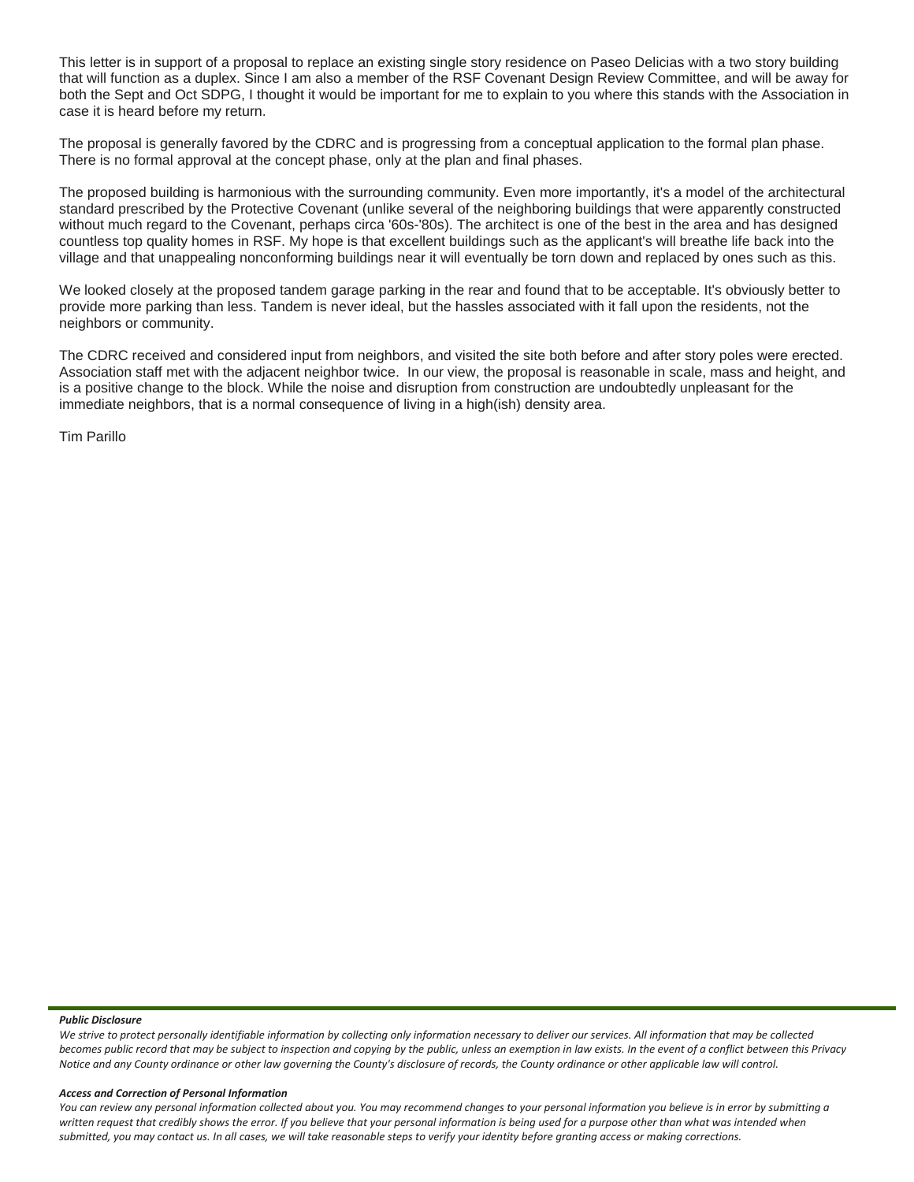This letter is in support of a proposal to replace an existing single story residence on Paseo Delicias with a two story building that will function as a duplex. Since I am also a member of the RSF Covenant Design Review Committee, and will be away for both the Sept and Oct SDPG, I thought it would be important for me to explain to you where this stands with the Association in case it is heard before my return.

The proposal is generally favored by the CDRC and is progressing from a conceptual application to the formal plan phase. There is no formal approval at the concept phase, only at the plan and final phases.

The proposed building is harmonious with the surrounding community. Even more importantly, it's a model of the architectural standard prescribed by the Protective Covenant (unlike several of the neighboring buildings that were apparently constructed without much regard to the Covenant, perhaps circa '60s-'80s). The architect is one of the best in the area and has designed countless top quality homes in RSF. My hope is that excellent buildings such as the applicant's will breathe life back into the village and that unappealing nonconforming buildings near it will eventually be torn down and replaced by ones such as this.

We looked closely at the proposed tandem garage parking in the rear and found that to be acceptable. It's obviously better to provide more parking than less. Tandem is never ideal, but the hassles associated with it fall upon the residents, not the neighbors or community.

The CDRC received and considered input from neighbors, and visited the site both before and after story poles were erected. Association staff met with the adjacent neighbor twice. In our view, the proposal is reasonable in scale, mass and height, and is a positive change to the block. While the noise and disruption from construction are undoubtedly unpleasant for the immediate neighbors, that is a normal consequence of living in a high(ish) density area.

Tim Parillo

***Public Disclosure***

*We strive to protect personally identifiable information by collecting only information necessary to deliver our services. All information that may be collected becomes public record that may be subject to inspection and copying by the public, unless an exemption in law exists. In the event of a conflict between this Privacy Notice and any County ordinance or other law governing the County's disclosure of records, the County ordinance or other applicable law will control.*

***Access and Correction of Personal Information***

*You can review any personal information collected about you. You may recommend changes to your personal information you believe is in error by submitting a written request that credibly shows the error. If you believe that your personal information is being used for a purpose other than what was intended when submitted, you may contact us. In all cases, we will take reasonable steps to verify your identity before granting access or making corrections.*